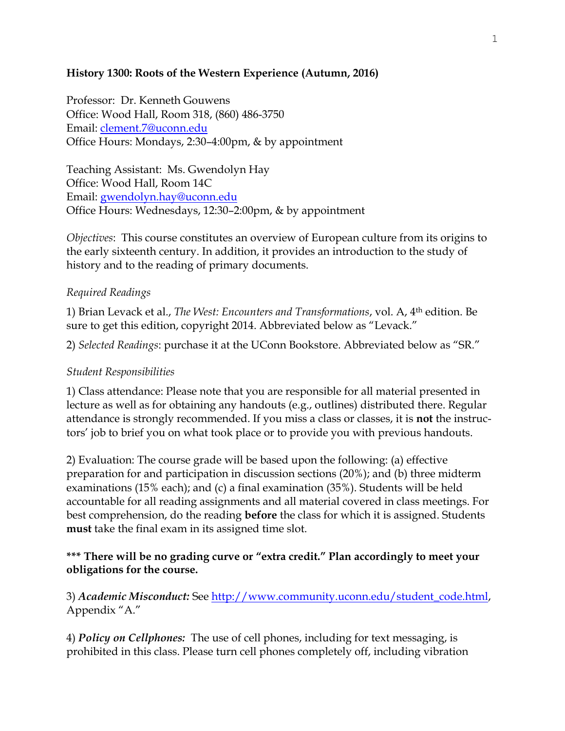**History 1300: Roots of the Western Experience (Autumn, 2016)**

Professor: Dr. Kenneth Gouwens
Office: Wood Hall, Room 318, (860) 486-3750
Email: [clement.7@uconn.edu](mailto:clement.7@uconn.edu)
Office Hours: Mondays, 2:30–4:00pm, & by appointment

Teaching Assistant: Ms. Gwendolyn Hay
Office: Wood Hall, Room 14C
Email: [gwendolyn.hay@uconn.edu](mailto:gwendolyn.hay@uconn.edu)
Office Hours: Wednesdays, 12:30–2:00pm, & by appointment

*Objectives*: This course constitutes an overview of European culture from its origins to the early sixteenth century. In addition, it provides an introduction to the study of history and to the reading of primary documents.

*Required Readings*

1) Brian Levack et al., *The West: Encounters and Transformations*, vol. A, 4th edition. Be sure to get this edition, copyright 2014. Abbreviated below as "Levack."

2) *Selected Readings*: purchase it at the UConn Bookstore. Abbreviated below as "SR."

*Student Responsibilities*

1) Class attendance: Please note that you are responsible for all material presented in lecture as well as for obtaining any handouts (e.g., outlines) distributed there. Regular attendance is strongly recommended. If you miss a class or classes, it is **not** the instructors' job to brief you on what took place or to provide you with previous handouts.

2) Evaluation: The course grade will be based upon the following: (a) effective preparation for and participation in discussion sections (20%); and (b) three midterm examinations (15% each); and (c) a final examination (35%). Students will be held accountable for all reading assignments and all material covered in class meetings. For best comprehension, do the reading **before** the class for which it is assigned. Students **must** take the final exam in its assigned time slot.

**\*\*\* There will be no grading curve or "extra credit." Plan accordingly to meet your obligations for the course.**

3) ***Academic Misconduct:*** See [http://www.community.uconn.edu/student_code.html](http://www.community.uconn.edu/student_code.html), Appendix "A."

4) ***Policy on Cellphones:*** The use of cell phones, including for text messaging, is prohibited in this class. Please turn cell phones completely off, including vibration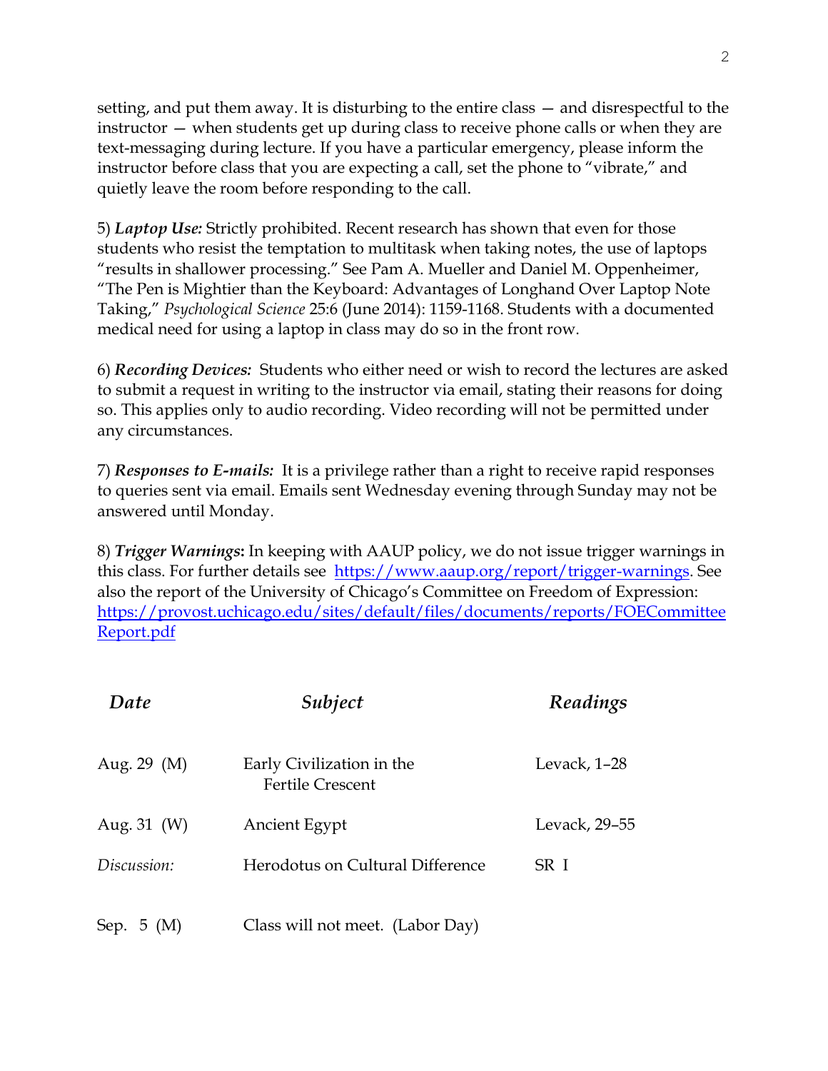setting, and put them away. It is disturbing to the entire class — and disrespectful to the instructor — when students get up during class to receive phone calls or when they are text-messaging during lecture. If you have a particular emergency, please inform the instructor before class that you are expecting a call, set the phone to "vibrate," and quietly leave the room before responding to the call.

5) ***Laptop Use:*** Strictly prohibited. Recent research has shown that even for those students who resist the temptation to multitask when taking notes, the use of laptops "results in shallower processing." See Pam A. Mueller and Daniel M. Oppenheimer, "The Pen is Mightier than the Keyboard: Advantages of Longhand Over Laptop Note Taking," *Psychological Science* 25:6 (June 2014): 1159-1168. Students with a documented medical need for using a laptop in class may do so in the front row.

6) ***Recording Devices:*** Students who either need or wish to record the lectures are asked to submit a request in writing to the instructor via email, stating their reasons for doing so. This applies only to audio recording. Video recording will not be permitted under any circumstances.

7) ***Responses to E-mails:*** It is a privilege rather than a right to receive rapid responses to queries sent via email. Emails sent Wednesday evening through Sunday may not be answered until Monday.

8) ***Trigger Warnings*:** In keeping with AAUP policy, we do not issue trigger warnings in this class. For further details see https://www.aaup.org/report/trigger-warnings. See also the report of the University of Chicago's Committee on Freedom of Expression: https://provost.uchicago.edu/sites/default/files/documents/reports/FOECommitteeReport.pdf

| *Date* | *Subject* | *Readings* |
|---|---|---|
| Aug. 29 (M) | Early Civilization in the Fertile Crescent | Levack, 1–28 |
| Aug. 31 (W) | Ancient Egypt | Levack, 29–55 |
| *Discussion:* | Herodotus on Cultural Difference | SR I |
| Sep. 5 (M) | Class will not meet. (Labor Day) | |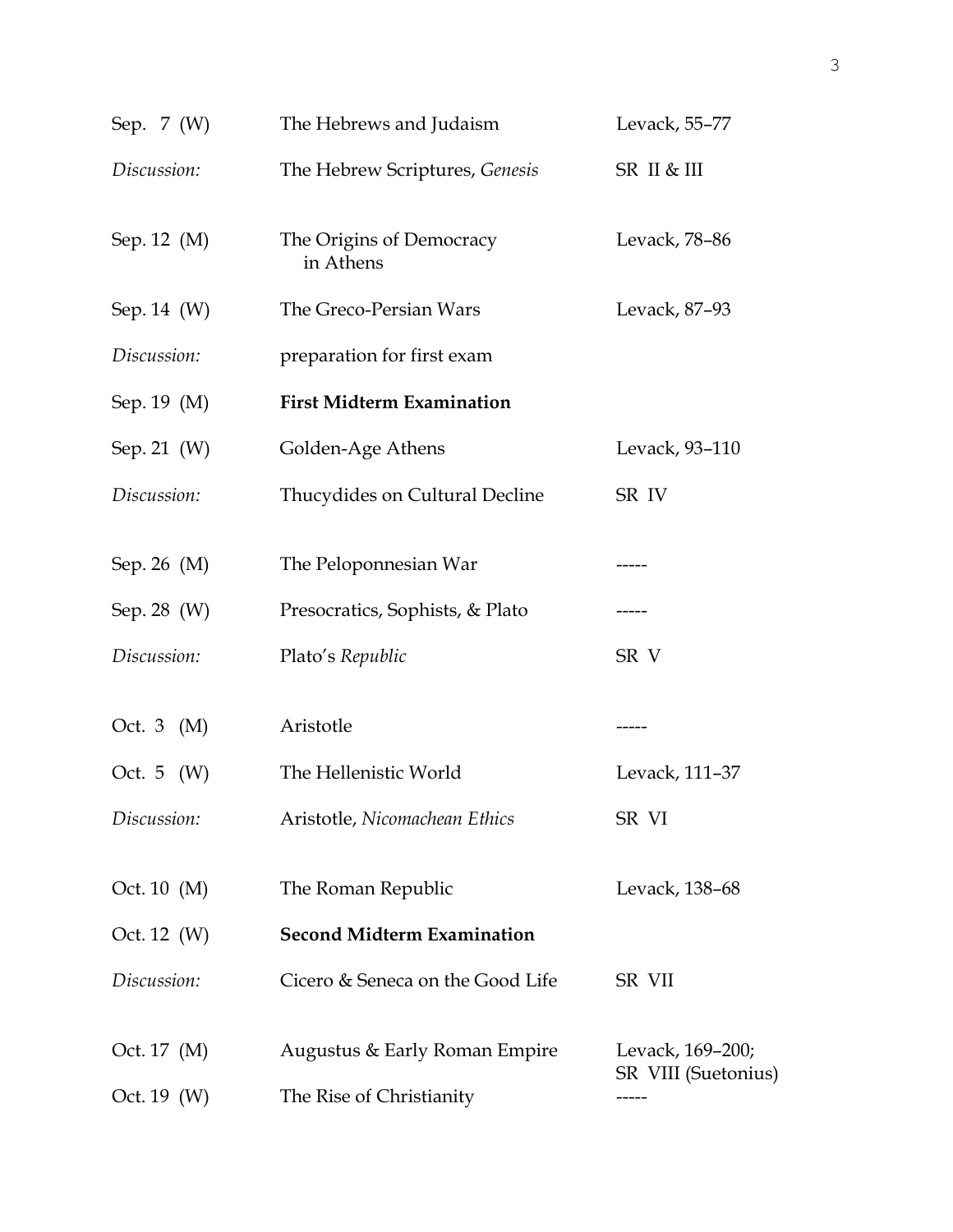| | | |
|---|---|---|
| Sep. 7 (W) | The Hebrews and Judaism | Levack, 55–77 |
| *Discussion:* | The Hebrew Scriptures, *Genesis* | SR II & III |
| Sep. 12 (M) | The Origins of Democracy in Athens | Levack, 78–86 |
| Sep. 14 (W) | The Greco-Persian Wars | Levack, 87–93 |
| *Discussion:* | preparation for first exam | |
| Sep. 19 (M) | **First Midterm Examination** | |
| Sep. 21 (W) | Golden-Age Athens | Levack, 93–110 |
| *Discussion:* | Thucydides on Cultural Decline | SR IV |
| Sep. 26 (M) | The Peloponnesian War | ----- |
| Sep. 28 (W) | Presocratics, Sophists, & Plato | ----- |
| *Discussion:* | Plato's *Republic* | SR V |
| Oct. 3 (M) | Aristotle | ----- |
| Oct. 5 (W) | The Hellenistic World | Levack, 111–37 |
| *Discussion:* | Aristotle, *Nicomachean Ethics* | SR VI |
| Oct. 10 (M) | The Roman Republic | Levack, 138–68 |
| Oct. 12 (W) | **Second Midterm Examination** | |
| *Discussion:* | Cicero & Seneca on the Good Life | SR VII |
| Oct. 17 (M) | Augustus & Early Roman Empire | Levack, 169–200; SR VIII (Suetonius) |
| Oct. 19 (W) | The Rise of Christianity | ----- |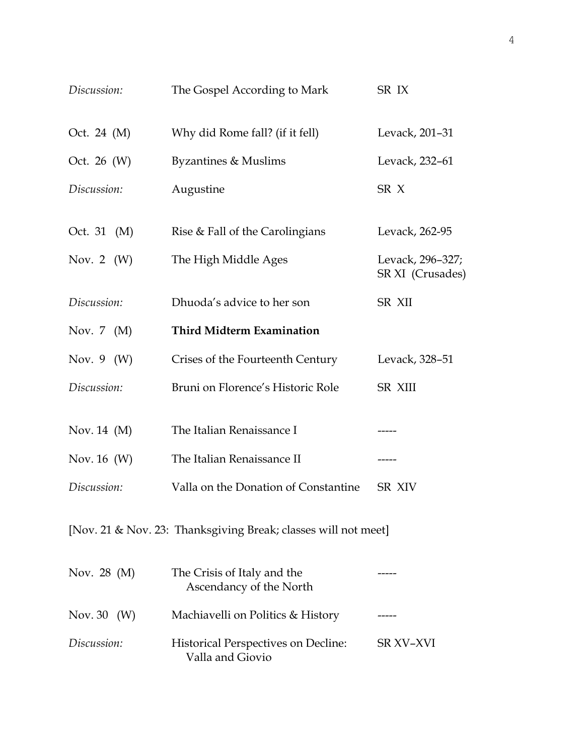| | | |
|---|---|---|
| *Discussion:* | The Gospel According to Mark | SR IX |
| Oct. 24 (M) | Why did Rome fall? (if it fell) | Levack, 201–31 |
| Oct. 26 (W) | Byzantines & Muslims | Levack, 232–61 |
| *Discussion:* | Augustine | SR X |
| Oct. 31 (M) | Rise & Fall of the Carolingians | Levack, 262-95 |
| Nov. 2 (W) | The High Middle Ages | Levack, 296–327; SR XI (Crusades) |
| *Discussion:* | Dhuoda's advice to her son | SR XII |
| Nov. 7 (M) | **Third Midterm Examination** | |
| Nov. 9 (W) | Crises of the Fourteenth Century | Levack, 328–51 |
| *Discussion:* | Bruni on Florence's Historic Role | SR XIII |
| Nov. 14 (M) | The Italian Renaissance I | ----- |
| Nov. 16 (W) | The Italian Renaissance II | ----- |
| *Discussion:* | Valla on the Donation of Constantine | SR XIV |

[Nov. 21 & Nov. 23: Thanksgiving Break; classes will not meet]

| | | |
|---|---|---|
| Nov. 28 (M) | The Crisis of Italy and the Ascendancy of the North | ----- |
| Nov. 30 (W) | Machiavelli on Politics & History | ----- |
| *Discussion:* | Historical Perspectives on Decline: Valla and Giovio | SR XV–XVI |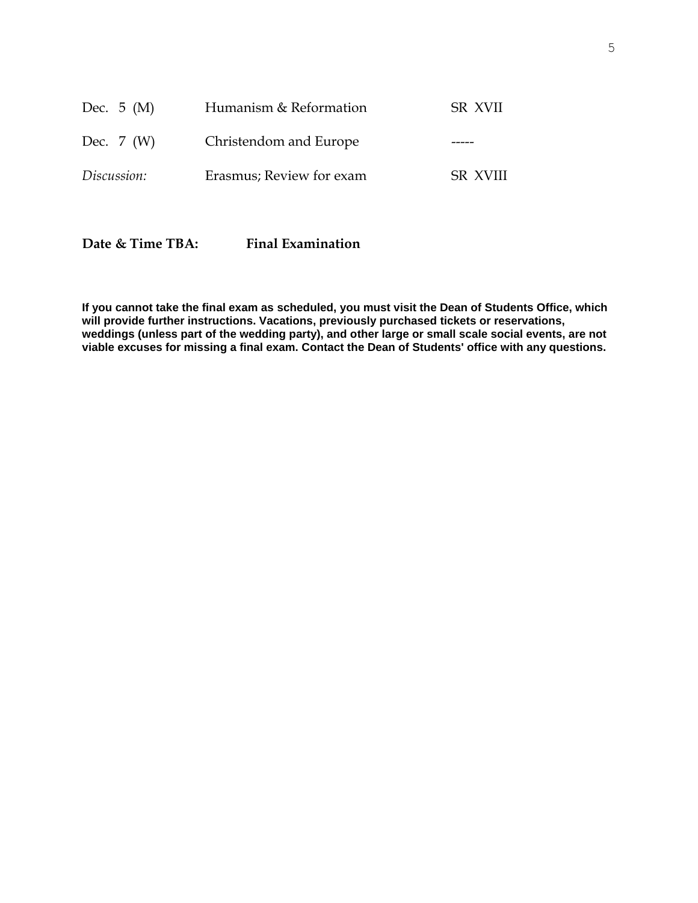| | | |
|---|---|---|
| Dec. 5 (M) | Humanism & Reformation | SR XVII |
| Dec. 7 (W) | Christendom and Europe | ----- |
| *Discussion:* | Erasmus; Review for exam | SR XVIII |

**Date & Time TBA:** **Final Examination**

**If you cannot take the final exam as scheduled, you must visit the Dean of Students Office, which will provide further instructions. Vacations, previously purchased tickets or reservations, weddings (unless part of the wedding party), and other large or small scale social events, are not viable excuses for missing a final exam. Contact the Dean of Students' office with any questions.**